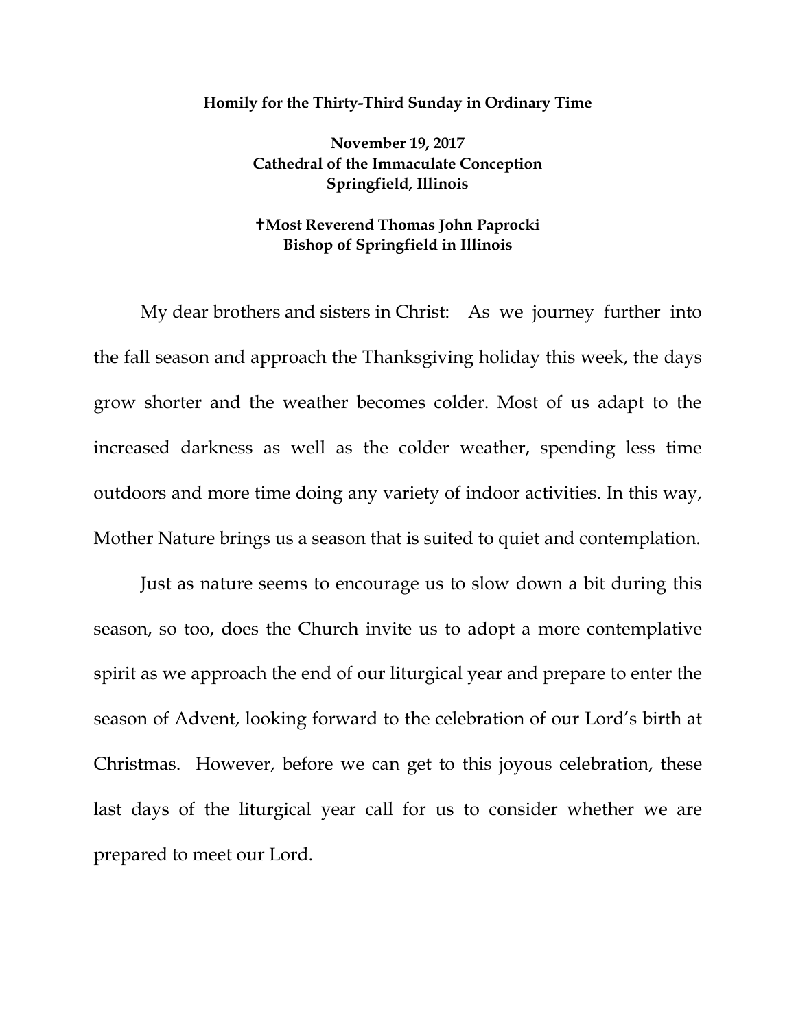**Homily for the Thirty-Third Sunday in Ordinary Time**

**November 19, 2017**
**Cathedral of the Immaculate Conception**
**Springfield, Illinois**

**✝Most Reverend Thomas John Paprocki**
**Bishop of Springfield in Illinois**

My dear brothers and sisters in Christ: As we journey further into the fall season and approach the Thanksgiving holiday this week, the days grow shorter and the weather becomes colder. Most of us adapt to the increased darkness as well as the colder weather, spending less time outdoors and more time doing any variety of indoor activities. In this way, Mother Nature brings us a season that is suited to quiet and contemplation.

Just as nature seems to encourage us to slow down a bit during this season, so too, does the Church invite us to adopt a more contemplative spirit as we approach the end of our liturgical year and prepare to enter the season of Advent, looking forward to the celebration of our Lord's birth at Christmas. However, before we can get to this joyous celebration, these last days of the liturgical year call for us to consider whether we are prepared to meet our Lord.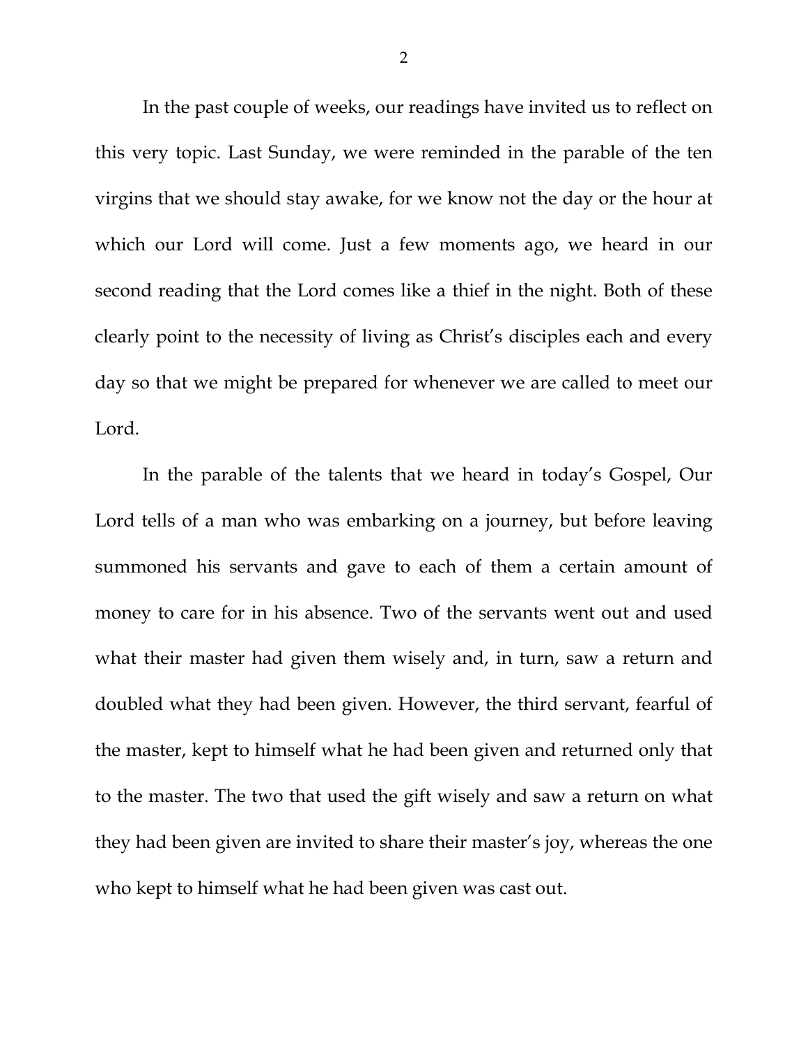In the past couple of weeks, our readings have invited us to reflect on this very topic. Last Sunday, we were reminded in the parable of the ten virgins that we should stay awake, for we know not the day or the hour at which our Lord will come. Just a few moments ago, we heard in our second reading that the Lord comes like a thief in the night. Both of these clearly point to the necessity of living as Christ's disciples each and every day so that we might be prepared for whenever we are called to meet our Lord.

In the parable of the talents that we heard in today's Gospel, Our Lord tells of a man who was embarking on a journey, but before leaving summoned his servants and gave to each of them a certain amount of money to care for in his absence. Two of the servants went out and used what their master had given them wisely and, in turn, saw a return and doubled what they had been given. However, the third servant, fearful of the master, kept to himself what he had been given and returned only that to the master. The two that used the gift wisely and saw a return on what they had been given are invited to share their master's joy, whereas the one who kept to himself what he had been given was cast out.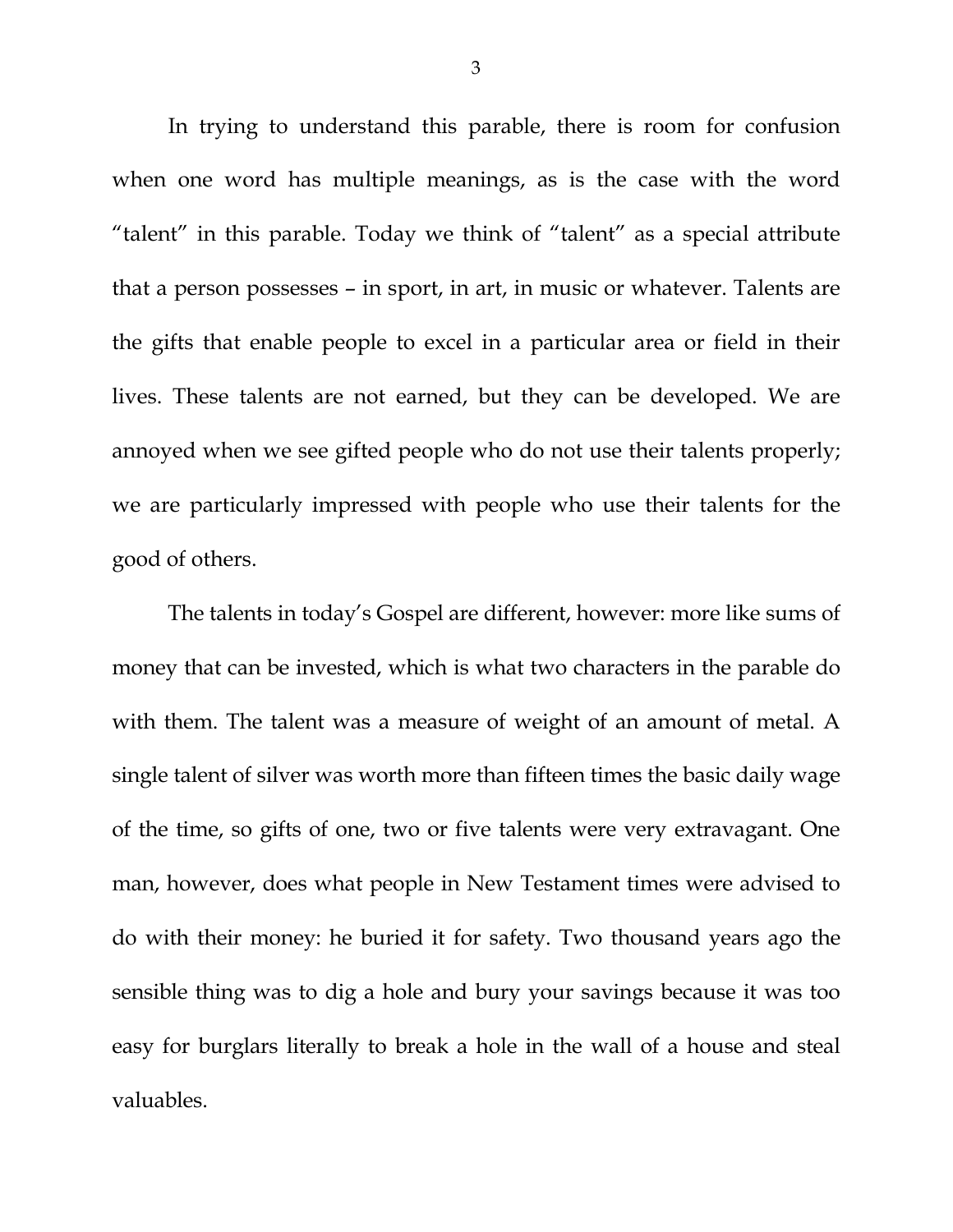In trying to understand this parable, there is room for confusion when one word has multiple meanings, as is the case with the word "talent" in this parable. Today we think of "talent" as a special attribute that a person possesses – in sport, in art, in music or whatever. Talents are the gifts that enable people to excel in a particular area or field in their lives. These talents are not earned, but they can be developed. We are annoyed when we see gifted people who do not use their talents properly; we are particularly impressed with people who use their talents for the good of others.

The talents in today's Gospel are different, however: more like sums of money that can be invested, which is what two characters in the parable do with them. The talent was a measure of weight of an amount of metal. A single talent of silver was worth more than fifteen times the basic daily wage of the time, so gifts of one, two or five talents were very extravagant. One man, however, does what people in New Testament times were advised to do with their money: he buried it for safety. Two thousand years ago the sensible thing was to dig a hole and bury your savings because it was too easy for burglars literally to break a hole in the wall of a house and steal valuables.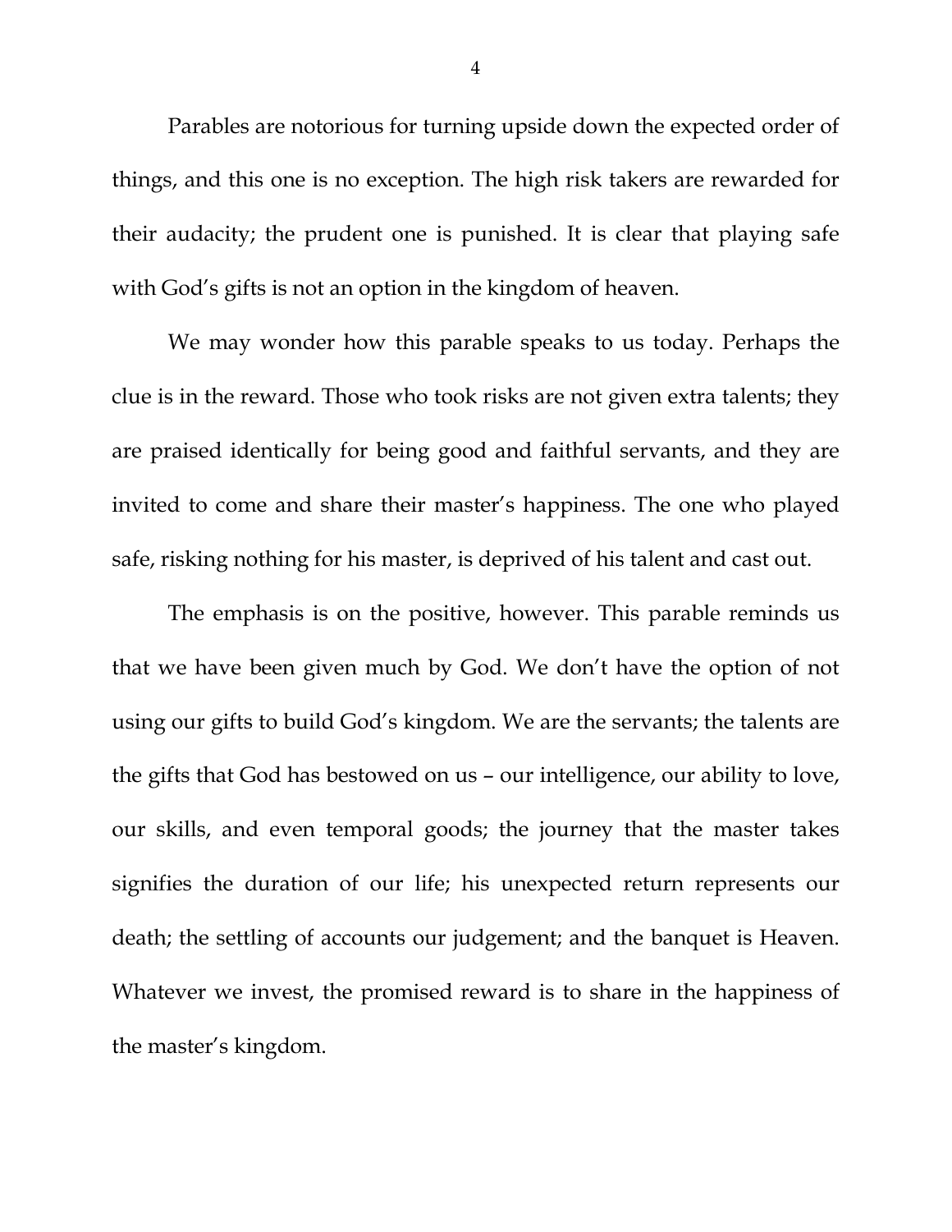Parables are notorious for turning upside down the expected order of things, and this one is no exception. The high risk takers are rewarded for their audacity; the prudent one is punished. It is clear that playing safe with God's gifts is not an option in the kingdom of heaven.

We may wonder how this parable speaks to us today. Perhaps the clue is in the reward. Those who took risks are not given extra talents; they are praised identically for being good and faithful servants, and they are invited to come and share their master's happiness. The one who played safe, risking nothing for his master, is deprived of his talent and cast out.

The emphasis is on the positive, however. This parable reminds us that we have been given much by God. We don't have the option of not using our gifts to build God's kingdom. We are the servants; the talents are the gifts that God has bestowed on us – our intelligence, our ability to love, our skills, and even temporal goods; the journey that the master takes signifies the duration of our life; his unexpected return represents our death; the settling of accounts our judgement; and the banquet is Heaven. Whatever we invest, the promised reward is to share in the happiness of the master's kingdom.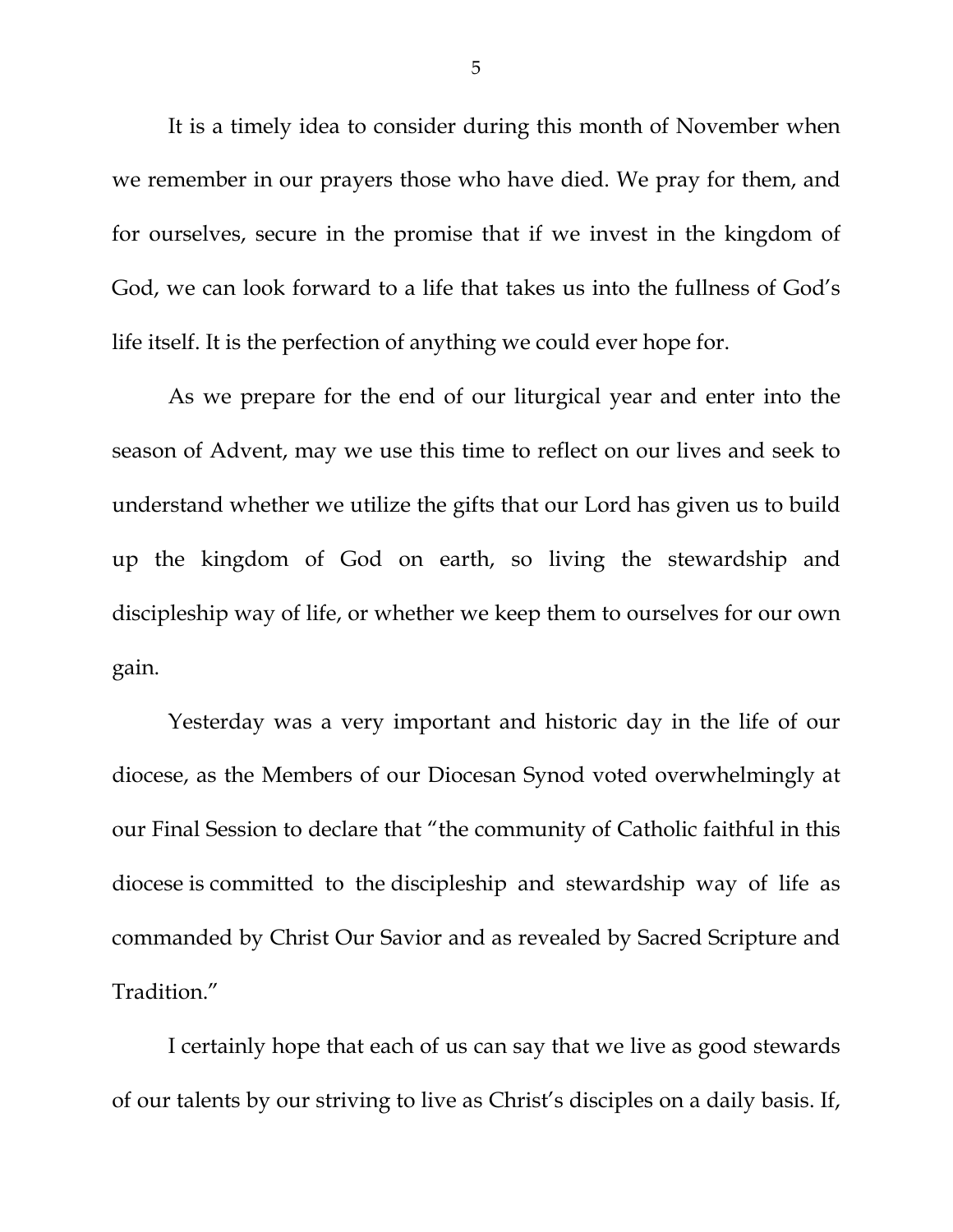It is a timely idea to consider during this month of November when we remember in our prayers those who have died. We pray for them, and for ourselves, secure in the promise that if we invest in the kingdom of God, we can look forward to a life that takes us into the fullness of God's life itself. It is the perfection of anything we could ever hope for.

As we prepare for the end of our liturgical year and enter into the season of Advent, may we use this time to reflect on our lives and seek to understand whether we utilize the gifts that our Lord has given us to build up the kingdom of God on earth, so living the stewardship and discipleship way of life, or whether we keep them to ourselves for our own gain.

Yesterday was a very important and historic day in the life of our diocese, as the Members of our Diocesan Synod voted overwhelmingly at our Final Session to declare that "the community of Catholic faithful in this diocese is committed to the discipleship and stewardship way of life as commanded by Christ Our Savior and as revealed by Sacred Scripture and Tradition."

I certainly hope that each of us can say that we live as good stewards of our talents by our striving to live as Christ's disciples on a daily basis. If,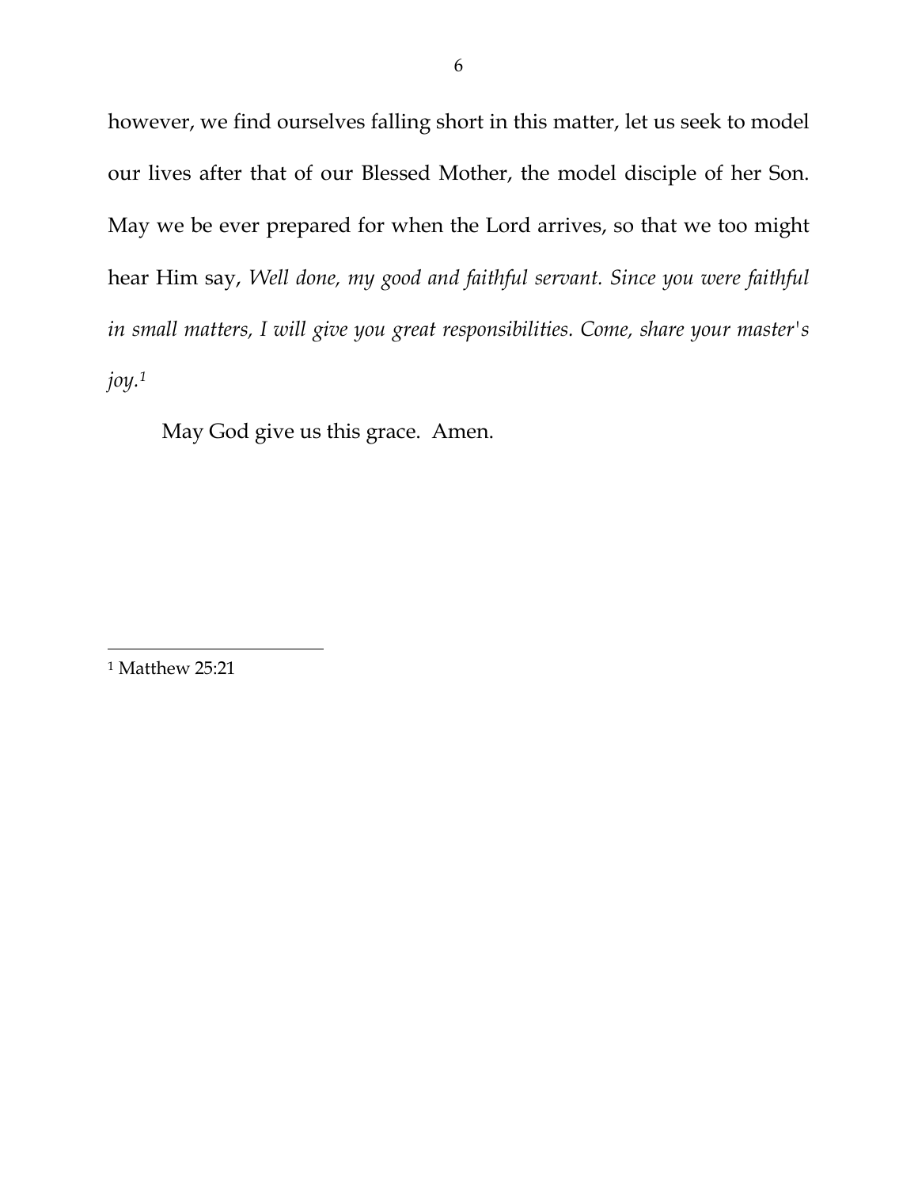however, we find ourselves falling short in this matter, let us seek to model our lives after that of our Blessed Mother, the model disciple of her Son. May we be ever prepared for when the Lord arrives, so that we too might hear Him say, *Well done, my good and faithful servant. Since you were faithful in small matters, I will give you great responsibilities. Come, share your master's joy.*[1]

May God give us this grace. Amen.

---

[1] Matthew 25:21